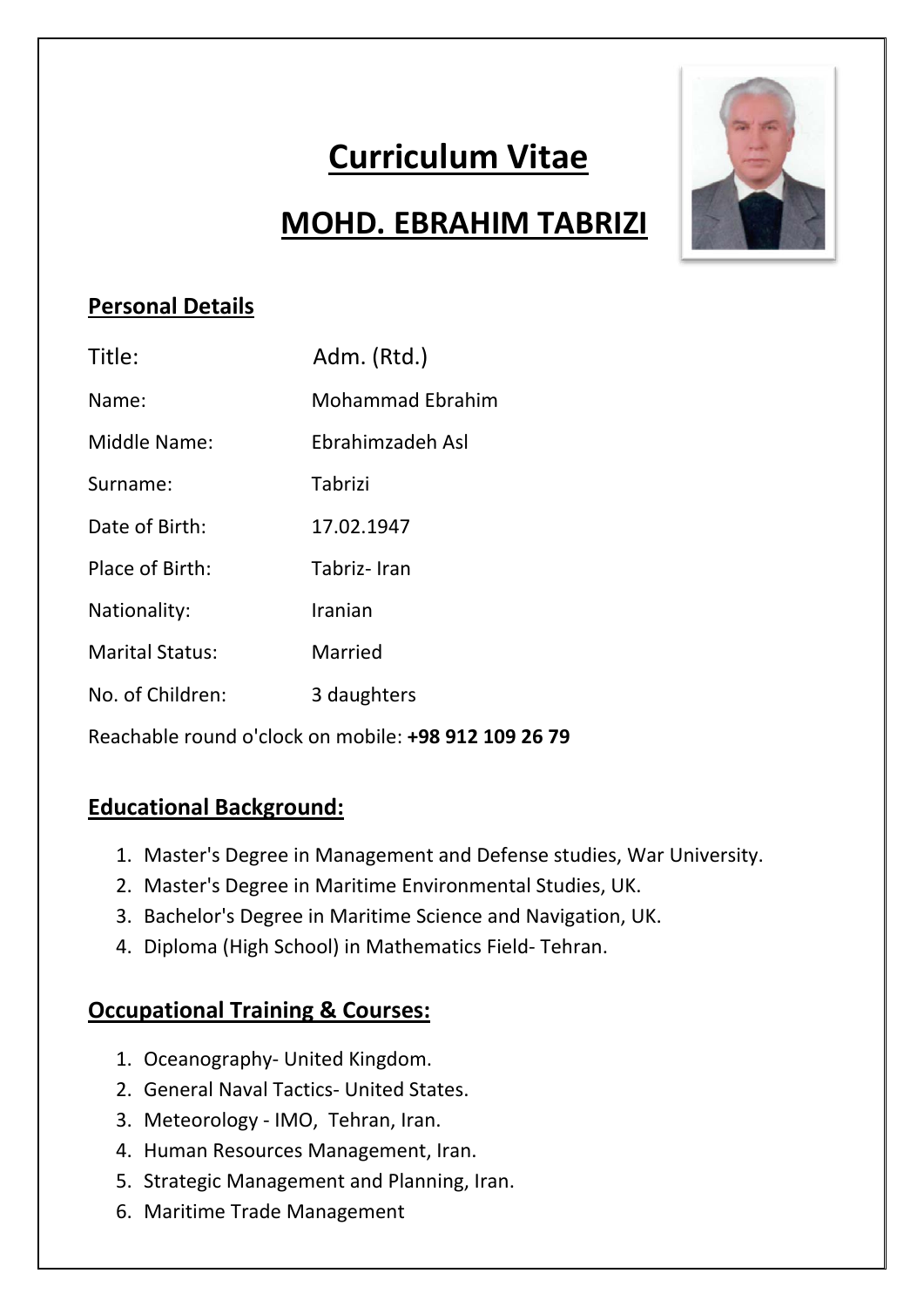# Curriculum Vitae

# MOHD. EBRAHIM TABRIZI

## Personal Details

| | |
|---|---|
| Title: | Adm. (Rtd.) |
| Name: | Mohammad Ebrahim |
| Middle Name: | Ebrahimzadeh Asl |
| Surname: | Tabrizi |
| Date of Birth: | 17.02.1947 |
| Place of Birth: | Tabriz- Iran |
| Nationality: | Iranian |
| Marital Status: | Married |
| No. of Children: | 3 daughters |

Reachable round o'clock on mobile: **+98 912 109 26 79**

## Educational Background:

1. Master's Degree in Management and Defense studies, War University.
2. Master's Degree in Maritime Environmental Studies, UK.
3. Bachelor's Degree in Maritime Science and Navigation, UK.
4. Diploma (High School) in Mathematics Field- Tehran.

## Occupational Training & Courses:

1. Oceanography- United Kingdom.
2. General Naval Tactics- United States.
3. Meteorology - IMO, Tehran, Iran.
4. Human Resources Management, Iran.
5. Strategic Management and Planning, Iran.
6. Maritime Trade Management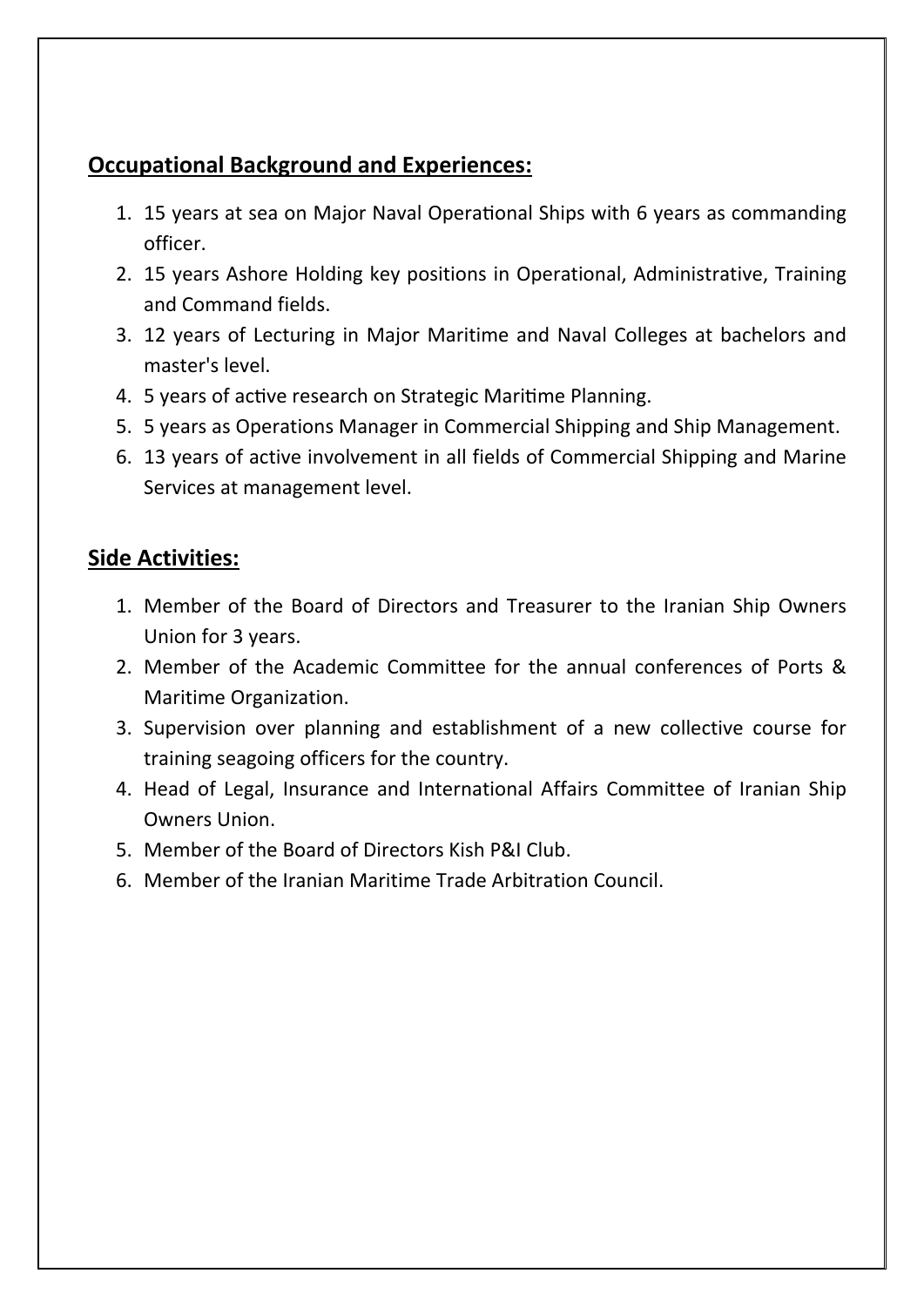## **Occupational Background and Experiences:**

1. 15 years at sea on Major Naval Operational Ships with 6 years as commanding officer.
2. 15 years Ashore Holding key positions in Operational, Administrative, Training and Command fields.
3. 12 years of Lecturing in Major Maritime and Naval Colleges at bachelors and master's level.
4. 5 years of active research on Strategic Maritime Planning.
5. 5 years as Operations Manager in Commercial Shipping and Ship Management.
6. 13 years of active involvement in all fields of Commercial Shipping and Marine Services at management level.

## **Side Activities:**

1. Member of the Board of Directors and Treasurer to the Iranian Ship Owners Union for 3 years.
2. Member of the Academic Committee for the annual conferences of Ports & Maritime Organization.
3. Supervision over planning and establishment of a new collective course for training seagoing officers for the country.
4. Head of Legal, Insurance and International Affairs Committee of Iranian Ship Owners Union.
5. Member of the Board of Directors Kish P&I Club.
6. Member of the Iranian Maritime Trade Arbitration Council.